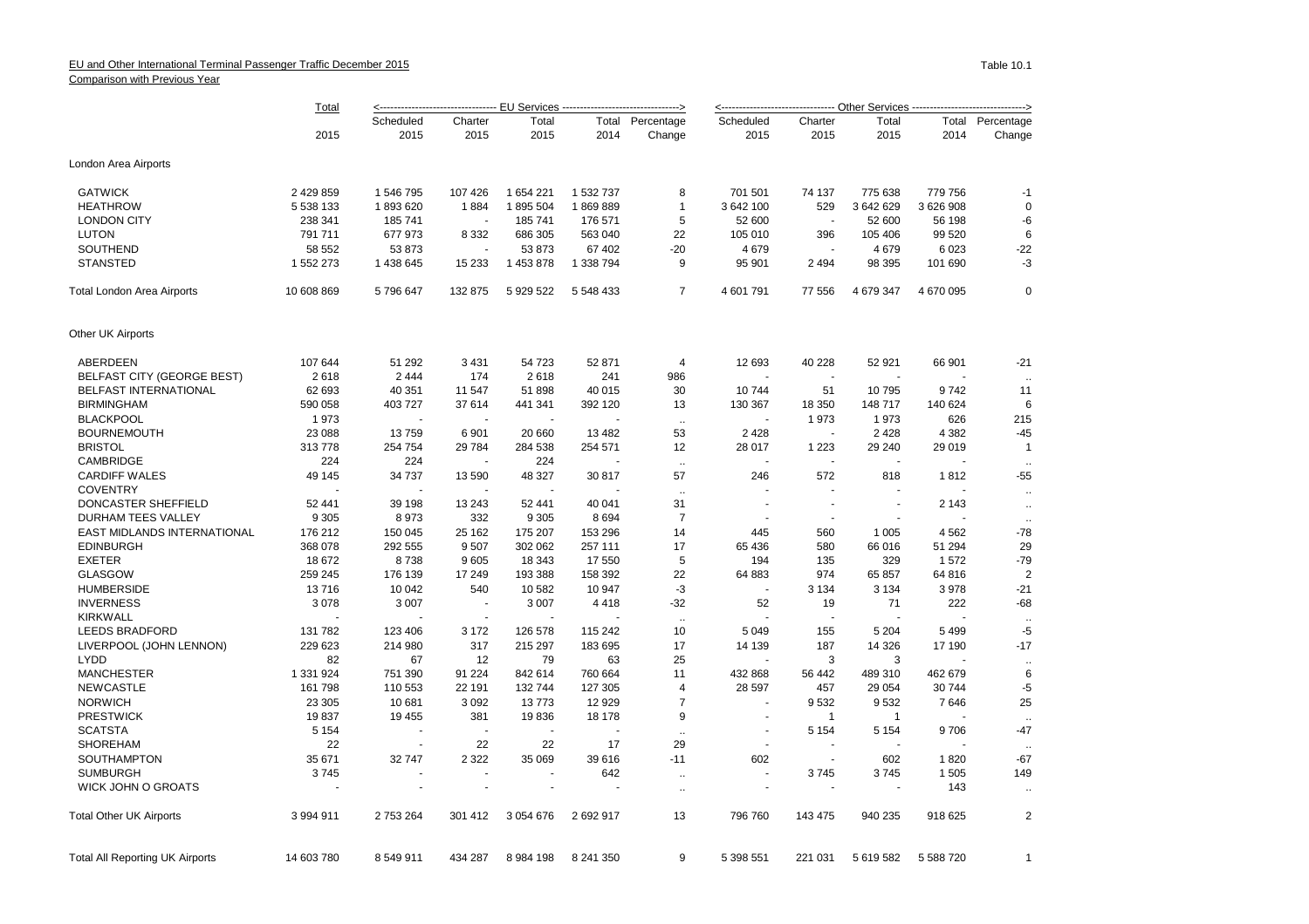EU and Other International Terminal Passenger Traffic December 2015
Comparison with Previous Year

Table 10.1

| | Total | EU Services | | | | | Other Services | | | | |
|---|---|---|---|---|---|---|---|---|---|---|---|
| | | Scheduled | Charter | Total | Total | Percentage | Scheduled | Charter | Total | Total | Percentage |
| | 2015 | 2015 | 2015 | 2015 | 2014 | Change | 2015 | 2015 | 2015 | 2014 | Change |
| **London Area Airports** | | | | | | | | | | | |
| GATWICK | 2 429 859 | 1 546 795 | 107 426 | 1 654 221 | 1 532 737 | 8 | 701 501 | 74 137 | 775 638 | 779 756 | -1 |
| HEATHROW | 5 538 133 | 1 893 620 | 1 884 | 1 895 504 | 1 869 889 | 1 | 3 642 100 | 529 | 3 642 629 | 3 626 908 | 0 |
| LONDON CITY | 238 341 | 185 741 | - | 185 741 | 176 571 | 5 | 52 600 | - | 52 600 | 56 198 | -6 |
| LUTON | 791 711 | 677 973 | 8 332 | 686 305 | 563 040 | 22 | 105 010 | 396 | 105 406 | 99 520 | 6 |
| SOUTHEND | 58 552 | 53 873 | - | 53 873 | 67 402 | -20 | 4 679 | - | 4 679 | 6 023 | -22 |
| STANSTED | 1 552 273 | 1 438 645 | 15 233 | 1 453 878 | 1 338 794 | 9 | 95 901 | 2 494 | 98 395 | 101 690 | -3 |
| Total London Area Airports | 10 608 869 | 5 796 647 | 132 875 | 5 929 522 | 5 548 433 | 7 | 4 601 791 | 77 556 | 4 679 347 | 4 670 095 | 0 |
| **Other UK Airports** | | | | | | | | | | | |
| ABERDEEN | 107 644 | 51 292 | 3 431 | 54 723 | 52 871 | 4 | 12 693 | 40 228 | 52 921 | 66 901 | -21 |
| BELFAST CITY (GEORGE BEST) | 2 618 | 2 444 | 174 | 2 618 | 241 | 986 | - | - | - | - | .. |
| BELFAST INTERNATIONAL | 62 693 | 40 351 | 11 547 | 51 898 | 40 015 | 30 | 10 744 | 51 | 10 795 | 9 742 | 11 |
| BIRMINGHAM | 590 058 | 403 727 | 37 614 | 441 341 | 392 120 | 13 | 130 367 | 18 350 | 148 717 | 140 624 | 6 |
| BLACKPOOL | 1 973 | - | - | - | - | .. | - | 1 973 | 1 973 | 626 | 215 |
| BOURNEMOUTH | 23 088 | 13 759 | 6 901 | 20 660 | 13 482 | 53 | 2 428 | - | 2 428 | 4 382 | -45 |
| BRISTOL | 313 778 | 254 754 | 29 784 | 284 538 | 254 571 | 12 | 28 017 | 1 223 | 29 240 | 29 019 | 1 |
| CAMBRIDGE | 224 | 224 | - | 224 | - | .. | - | - | - | - | .. |
| CARDIFF WALES | 49 145 | 34 737 | 13 590 | 48 327 | 30 817 | 57 | 246 | 572 | 818 | 1 812 | -55 |
| COVENTRY | - | - | - | - | - | .. | - | - | - | - | .. |
| DONCASTER SHEFFIELD | 52 441 | 39 198 | 13 243 | 52 441 | 40 041 | 31 | - | - | - | 2 143 | .. |
| DURHAM TEES VALLEY | 9 305 | 8 973 | 332 | 9 305 | 8 694 | 7 | - | - | - | - | .. |
| EAST MIDLANDS INTERNATIONAL | 176 212 | 150 045 | 25 162 | 175 207 | 153 296 | 14 | 445 | 560 | 1 005 | 4 562 | -78 |
| EDINBURGH | 368 078 | 292 555 | 9 507 | 302 062 | 257 111 | 17 | 65 436 | 580 | 66 016 | 51 294 | 29 |
| EXETER | 18 672 | 8 738 | 9 605 | 18 343 | 17 550 | 5 | 194 | 135 | 329 | 1 572 | -79 |
| GLASGOW | 259 245 | 176 139 | 17 249 | 193 388 | 158 392 | 22 | 64 883 | 974 | 65 857 | 64 816 | 2 |
| HUMBERSIDE | 13 716 | 10 042 | 540 | 10 582 | 10 947 | -3 | - | 3 134 | 3 134 | 3 978 | -21 |
| INVERNESS | 3 078 | 3 007 | - | 3 007 | 4 418 | -32 | 52 | 19 | 71 | 222 | -68 |
| KIRKWALL | - | - | - | - | - | .. | - | - | - | - | .. |
| LEEDS BRADFORD | 131 782 | 123 406 | 3 172 | 126 578 | 115 242 | 10 | 5 049 | 155 | 5 204 | 5 499 | -5 |
| LIVERPOOL (JOHN LENNON) | 229 623 | 214 980 | 317 | 215 297 | 183 695 | 17 | 14 139 | 187 | 14 326 | 17 190 | -17 |
| LYDD | 82 | 67 | 12 | 79 | 63 | 25 | - | 3 | 3 | - | .. |
| MANCHESTER | 1 331 924 | 751 390 | 91 224 | 842 614 | 760 664 | 11 | 432 868 | 56 442 | 489 310 | 462 679 | 6 |
| NEWCASTLE | 161 798 | 110 553 | 22 191 | 132 744 | 127 305 | 4 | 28 597 | 457 | 29 054 | 30 744 | -5 |
| NORWICH | 23 305 | 10 681 | 3 092 | 13 773 | 12 929 | 7 | - | 9 532 | 9 532 | 7 646 | 25 |
| PRESTWICK | 19 837 | 19 455 | 381 | 19 836 | 18 178 | 9 | - | 1 | 1 | - | .. |
| SCATSTA | 5 154 | - | - | - | - | .. | - | 5 154 | 5 154 | 9 706 | -47 |
| SHOREHAM | 22 | - | 22 | 22 | 17 | 29 | - | - | - | - | .. |
| SOUTHAMPTON | 35 671 | 32 747 | 2 322 | 35 069 | 39 616 | -11 | 602 | - | 602 | 1 820 | -67 |
| SUMBURGH | 3 745 | - | - | - | 642 | .. | - | 3 745 | 3 745 | 1 505 | 149 |
| WICK JOHN O GROATS | - | - | - | - | - | .. | - | - | - | 143 | .. |
| Total Other UK Airports | 3 994 911 | 2 753 264 | 301 412 | 3 054 676 | 2 692 917 | 13 | 796 760 | 143 475 | 940 235 | 918 625 | 2 |
| Total All Reporting UK Airports | 14 603 780 | 8 549 911 | 434 287 | 8 984 198 | 8 241 350 | 9 | 5 398 551 | 221 031 | 5 619 582 | 5 588 720 | 1 |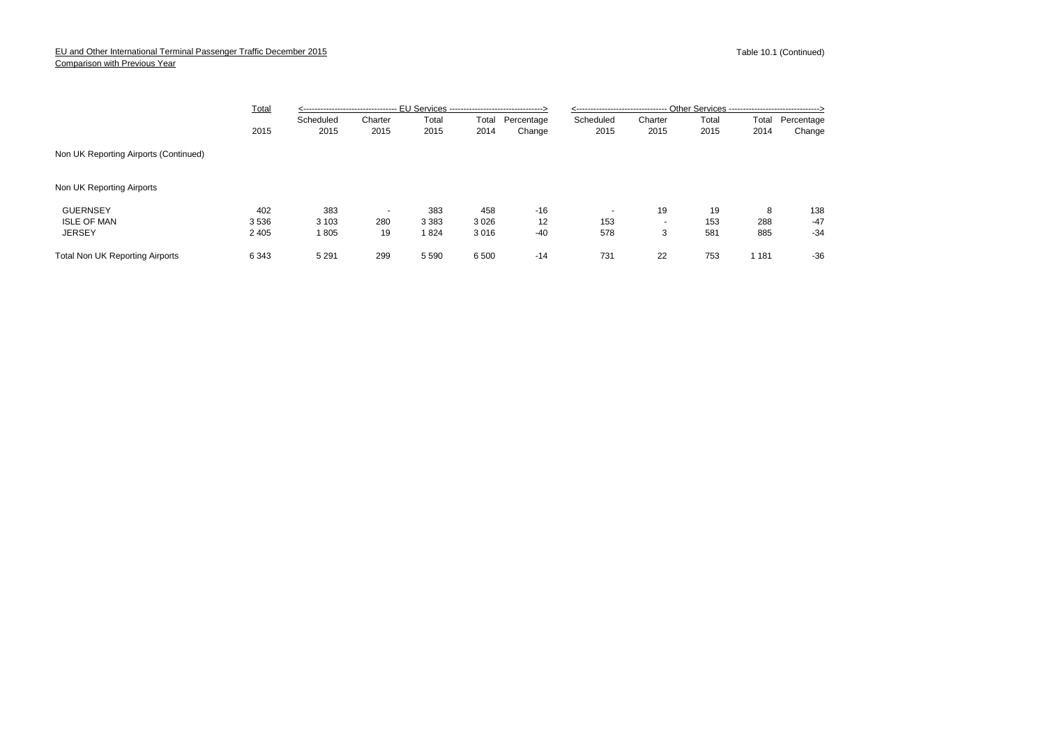EU and Other International Terminal Passenger Traffic December 2015
Comparison with Previous Year

Table 10.1 (Continued)

| | Total | EU Services | | | | | Other Services | | | | |
|---|---|---|---|---|---|---|---|---|---|---|---|
| | 2015 | Scheduled 2015 | Charter 2015 | Total 2015 | Total 2014 | Percentage Change | Scheduled 2015 | Charter 2015 | Total 2015 | Total 2014 | Percentage Change |
| Non UK Reporting Airports (Continued) | | | | | | | | | | | |
| Non UK Reporting Airports | | | | | | | | | | | |
| GUERNSEY | 402 | 383 | - | 383 | 458 | -16 | - | 19 | 19 | 8 | 138 |
| ISLE OF MAN | 3 536 | 3 103 | 280 | 3 383 | 3 026 | 12 | 153 | - | 153 | 288 | -47 |
| JERSEY | 2 405 | 1 805 | 19 | 1 824 | 3 016 | -40 | 578 | 3 | 581 | 885 | -34 |
| Total Non UK Reporting Airports | 6 343 | 5 291 | 299 | 5 590 | 6 500 | -14 | 731 | 22 | 753 | 1 181 | -36 |